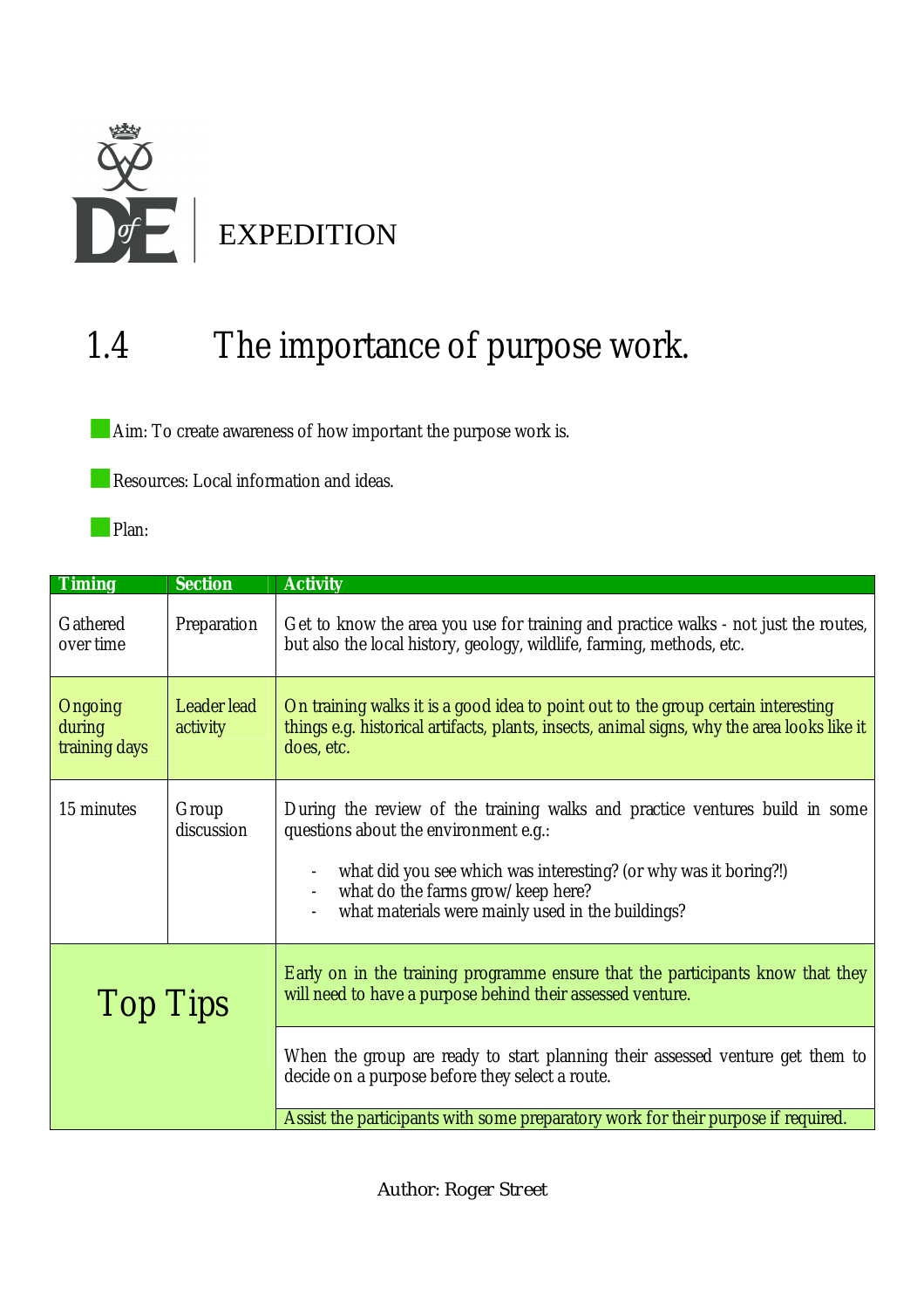EXPEDITION

# 1.4 The importance of purpose work.

Aim: To create awareness of how important the purpose work is.

Resources: Local information and ideas.

Plan:

| Timing | Section | Activity |
|---|---|---|
| Gathered over time | Preparation | Get to know the area you use for training and practice walks - not just the routes, but also the local history, geology, wildlife, farming, methods, etc. |
| Ongoing during training days | Leader lead activity | On training walks it is a good idea to point out to the group certain interesting things e.g. historical artifacts, plants, insects, animal signs, why the area looks like it does, etc. |
| 15 minutes | Group discussion | During the review of the training walks and practice ventures build in some questions about the environment e.g.:<br>- what did you see which was interesting? (or why was it boring?!)<br>- what do the farms grow/keep here?<br>- what materials were mainly used in the buildings? |
| Top Tips | | Early on in the training programme ensure that the participants know that they will need to have a purpose behind their assessed venture. |
| | | When the group are ready to start planning their assessed venture get them to decide on a purpose before they select a route. |
| | | Assist the participants with some preparatory work for their purpose if required. |

Author: Roger Street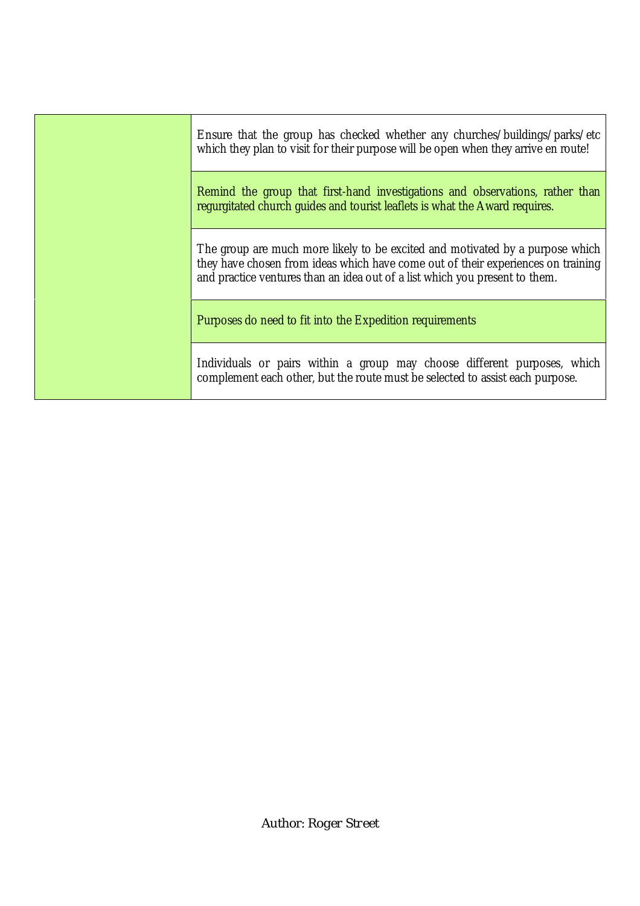| | |
|---|---|
| | Ensure that the group has checked whether any churches/buildings/parks/etc which they plan to visit for their purpose will be open when they arrive en route! |
| | Remind the group that first-hand investigations and observations, rather than regurgitated church guides and tourist leaflets is what the Award requires. |
| | The group are much more likely to be excited and motivated by a purpose which they have chosen from ideas which have come out of their experiences on training and practice ventures than an idea out of a list which you present to them. |
| | Purposes do need to fit into the Expedition requirements |
| | Individuals or pairs within a group may choose different purposes, which complement each other, but the route must be selected to assist each purpose. |

Author: Roger Street